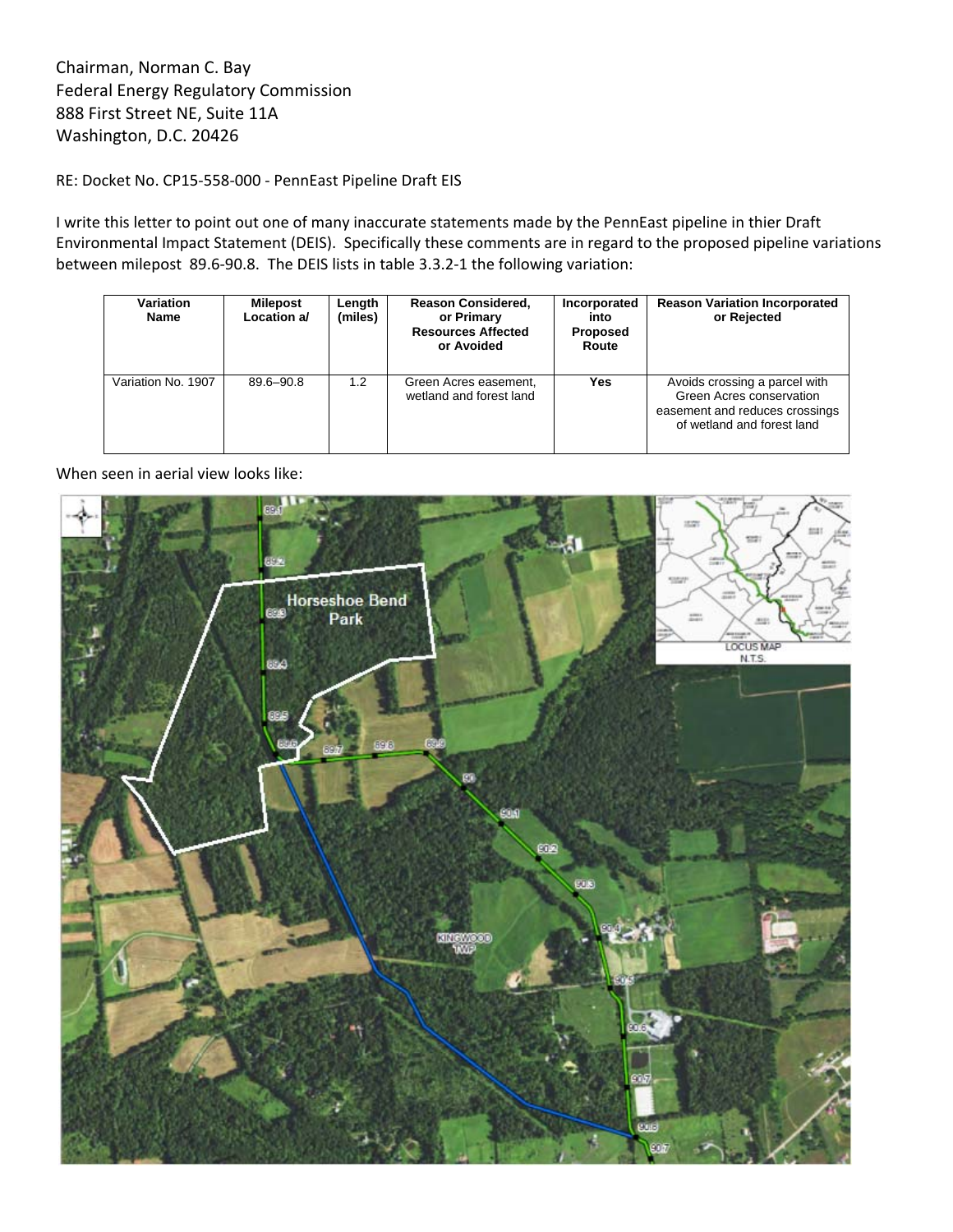Chairman, Norman C. Bay
Federal Energy Regulatory Commission
888 First Street NE, Suite 11A
Washington, D.C. 20426

RE: Docket No. CP15-558-000 - PennEast Pipeline Draft EIS

I write this letter to point out one of many inaccurate statements made by the PennEast pipeline in thier Draft Environmental Impact Statement (DEIS). Specifically these comments are in regard to the proposed pipeline variations between milepost 89.6-90.8. The DEIS lists in table 3.3.2-1 the following variation:

| Variation Name | Milepost Location a/ | Length (miles) | Reason Considered, or Primary Resources Affected or Avoided | Incorporated into Proposed Route | Reason Variation Incorporated or Rejected |
|---|---|---|---|---|---|
| Variation No. 1907 | 89.6–90.8 | 1.2 | Green Acres easement, wetland and forest land | **Yes** | Avoids crossing a parcel with Green Acres conservation easement and reduces crossings of wetland and forest land |

When seen in aerial view looks like: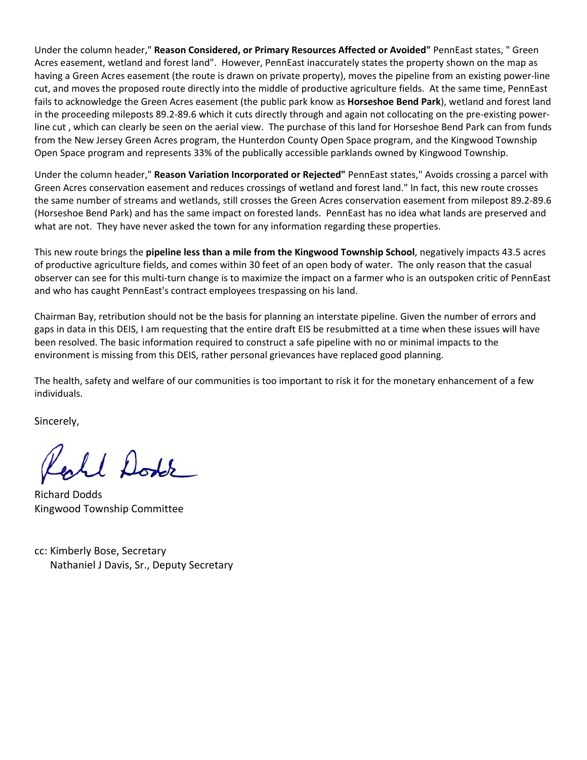Under the column header," **Reason Considered, or Primary Resources Affected or Avoided"** PennEast states, " Green Acres easement, wetland and forest land". However, PennEast inaccurately states the property shown on the map as having a Green Acres easement (the route is drawn on private property), moves the pipeline from an existing power-line cut, and moves the proposed route directly into the middle of productive agriculture fields. At the same time, PennEast fails to acknowledge the Green Acres easement (the public park know as **Horseshoe Bend Park**), wetland and forest land in the proceeding mileposts 89.2-89.6 which it cuts directly through and again not collocating on the pre-existing power-line cut , which can clearly be seen on the aerial view. The purchase of this land for Horseshoe Bend Park can from funds from the New Jersey Green Acres program, the Hunterdon County Open Space program, and the Kingwood Township Open Space program and represents 33% of the publically accessible parklands owned by Kingwood Township.

Under the column header," **Reason Variation Incorporated or Rejected"** PennEast states," Avoids crossing a parcel with Green Acres conservation easement and reduces crossings of wetland and forest land." In fact, this new route crosses the same number of streams and wetlands, still crosses the Green Acres conservation easement from milepost 89.2-89.6 (Horseshoe Bend Park) and has the same impact on forested lands. PennEast has no idea what lands are preserved and what are not. They have never asked the town for any information regarding these properties.

This new route brings the **pipeline less than a mile from the Kingwood Township School**, negatively impacts 43.5 acres of productive agriculture fields, and comes within 30 feet of an open body of water. The only reason that the casual observer can see for this multi-turn change is to maximize the impact on a farmer who is an outspoken critic of PennEast and who has caught PennEast's contract employees trespassing on his land.

Chairman Bay, retribution should not be the basis for planning an interstate pipeline. Given the number of errors and gaps in data in this DEIS, I am requesting that the entire draft EIS be resubmitted at a time when these issues will have been resolved. The basic information required to construct a safe pipeline with no or minimal impacts to the environment is missing from this DEIS, rather personal grievances have replaced good planning.

The health, safety and welfare of our communities is too important to risk it for the monetary enhancement of a few individuals.

Sincerely,

Richard Dodds
Kingwood Township Committee

cc: Kimberly Bose, Secretary
Nathaniel J Davis, Sr., Deputy Secretary